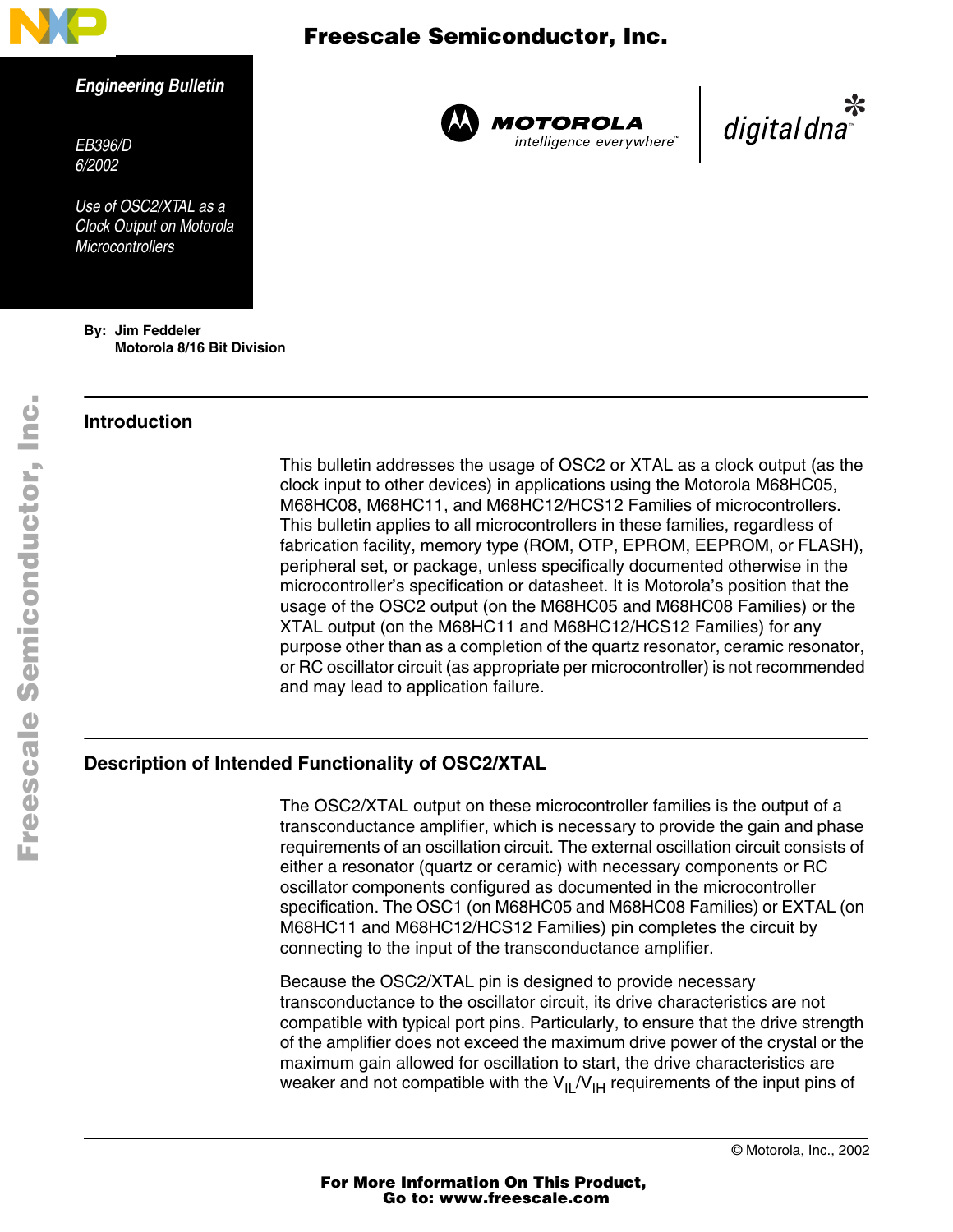Freescale Semiconductor, Inc.

*Engineering Bulletin*

*EB396/D*
*6/2002*

*Use of OSC2/XTAL as a Clock Output on Motorola Microcontrollers*

**By: Jim Feddeler**
**Motorola 8/16 Bit Division**

## Introduction

This bulletin addresses the usage of OSC2 or XTAL as a clock output (as the clock input to other devices) in applications using the Motorola M68HC05, M68HC08, M68HC11, and M68HC12/HCS12 Families of microcontrollers. This bulletin applies to all microcontrollers in these families, regardless of fabrication facility, memory type (ROM, OTP, EPROM, EEPROM, or FLASH), peripheral set, or package, unless specifically documented otherwise in the microcontroller's specification or datasheet. It is Motorola's position that the usage of the OSC2 output (on the M68HC05 and M68HC08 Families) or the XTAL output (on the M68HC11 and M68HC12/HCS12 Families) for any purpose other than as a completion of the quartz resonator, ceramic resonator, or RC oscillator circuit (as appropriate per microcontroller) is not recommended and may lead to application failure.

## Description of Intended Functionality of OSC2/XTAL

The OSC2/XTAL output on these microcontroller families is the output of a transconductance amplifier, which is necessary to provide the gain and phase requirements of an oscillation circuit. The external oscillation circuit consists of either a resonator (quartz or ceramic) with necessary components or RC oscillator components configured as documented in the microcontroller specification. The OSC1 (on M68HC05 and M68HC08 Families) or EXTAL (on M68HC11 and M68HC12/HCS12 Families) pin completes the circuit by connecting to the input of the transconductance amplifier.

Because the OSC2/XTAL pin is designed to provide necessary transconductance to the oscillator circuit, its drive characteristics are not compatible with typical port pins. Particularly, to ensure that the drive strength of the amplifier does not exceed the maximum drive power of the crystal or the maximum gain allowed for oscillation to start, the drive characteristics are weaker and not compatible with the $V_{IL}/V_{IH}$ requirements of the input pins of

© Motorola, Inc., 2002

For More Information On This Product,
Go to: www.freescale.com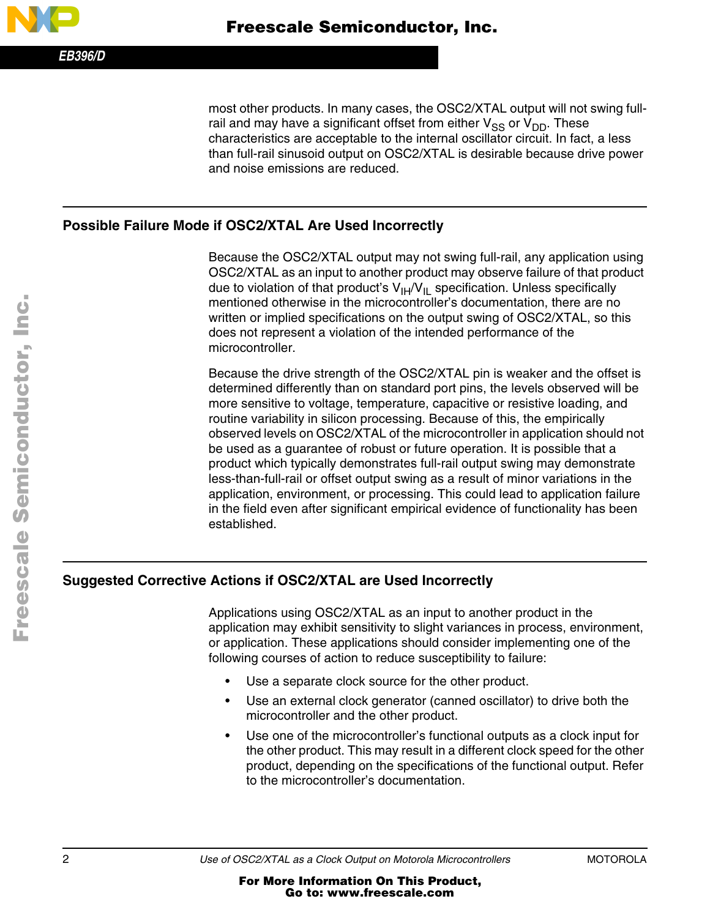most other products. In many cases, the OSC2/XTAL output will not swing full-rail and may have a significant offset from either $V_{SS}$ or $V_{DD}$. These characteristics are acceptable to the internal oscillator circuit. In fact, a less than full-rail sinusoid output on OSC2/XTAL is desirable because drive power and noise emissions are reduced.

## Possible Failure Mode if OSC2/XTAL Are Used Incorrectly

Because the OSC2/XTAL output may not swing full-rail, any application using OSC2/XTAL as an input to another product may observe failure of that product due to violation of that product's $V_{IH}/V_{IL}$ specification. Unless specifically mentioned otherwise in the microcontroller's documentation, there are no written or implied specifications on the output swing of OSC2/XTAL, so this does not represent a violation of the intended performance of the microcontroller.

Because the drive strength of the OSC2/XTAL pin is weaker and the offset is determined differently than on standard port pins, the levels observed will be more sensitive to voltage, temperature, capacitive or resistive loading, and routine variability in silicon processing. Because of this, the empirically observed levels on OSC2/XTAL of the microcontroller in application should not be used as a guarantee of robust or future operation. It is possible that a product which typically demonstrates full-rail output swing may demonstrate less-than-full-rail or offset output swing as a result of minor variations in the application, environment, or processing. This could lead to application failure in the field even after significant empirical evidence of functionality has been established.

## Suggested Corrective Actions if OSC2/XTAL are Used Incorrectly

Applications using OSC2/XTAL as an input to another product in the application may exhibit sensitivity to slight variances in process, environment, or application. These applications should consider implementing one of the following courses of action to reduce susceptibility to failure:

- Use a separate clock source for the other product.
- Use an external clock generator (canned oscillator) to drive both the microcontroller and the other product.
- Use one of the microcontroller's functional outputs as a clock input for the other product. This may result in a different clock speed for the other product, depending on the specifications of the functional output. Refer to the microcontroller's documentation.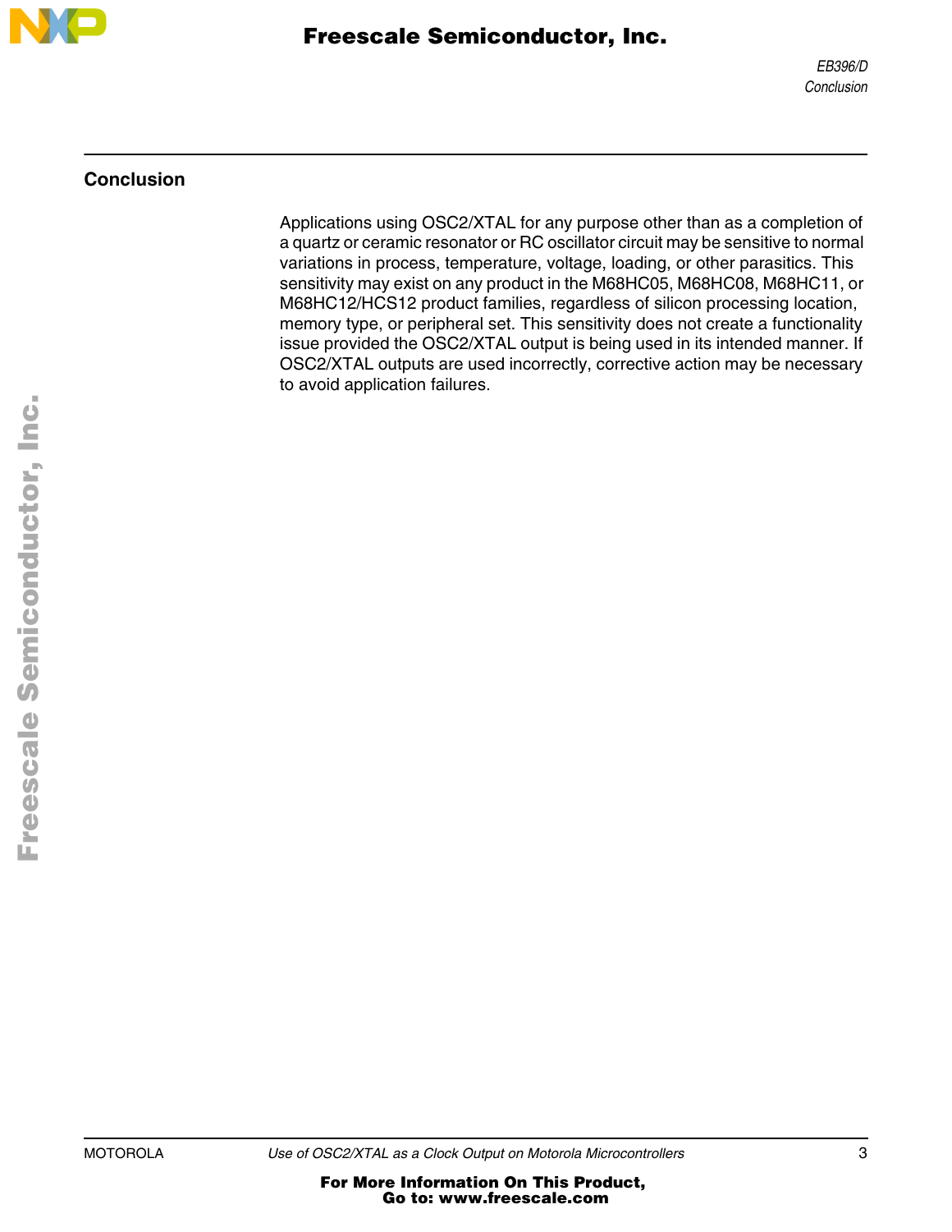## Conclusion

Applications using OSC2/XTAL for any purpose other than as a completion of a quartz or ceramic resonator or RC oscillator circuit may be sensitive to normal variations in process, temperature, voltage, loading, or other parasitics. This sensitivity may exist on any product in the M68HC05, M68HC08, M68HC11, or M68HC12/HCS12 product families, regardless of silicon processing location, memory type, or peripheral set. This sensitivity does not create a functionality issue provided the OSC2/XTAL output is being used in its intended manner. If OSC2/XTAL outputs are used incorrectly, corrective action may be necessary to avoid application failures.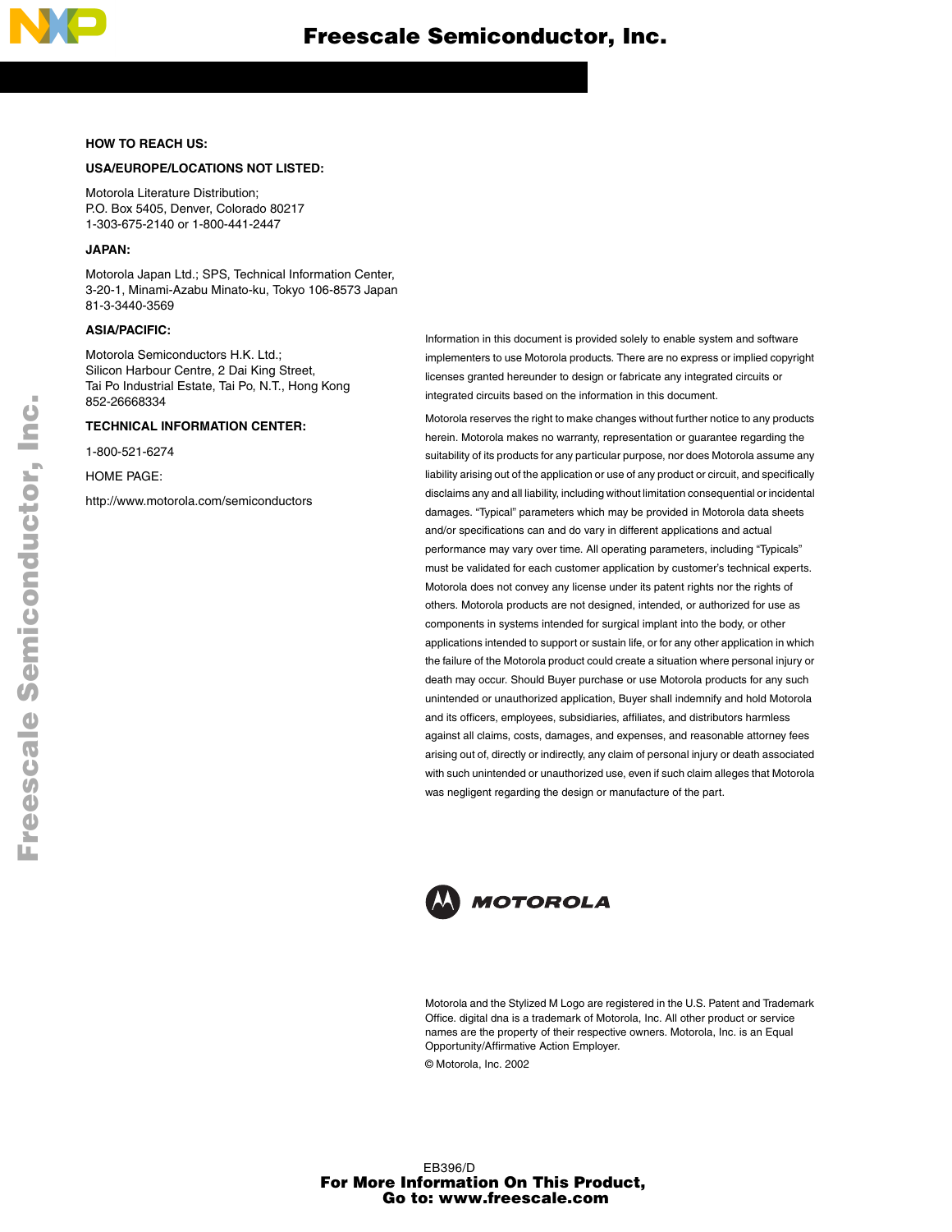**HOW TO REACH US:**

**USA/EUROPE/LOCATIONS NOT LISTED:**

Motorola Literature Distribution;
P.O. Box 5405, Denver, Colorado 80217
1-303-675-2140 or 1-800-441-2447

**JAPAN:**

Motorola Japan Ltd.; SPS, Technical Information Center,
3-20-1, Minami-Azabu Minato-ku, Tokyo 106-8573 Japan
81-3-3440-3569

**ASIA/PACIFIC:**

Motorola Semiconductors H.K. Ltd.;
Silicon Harbour Centre, 2 Dai King Street,
Tai Po Industrial Estate, Tai Po, N.T., Hong Kong
852-26668334

**TECHNICAL INFORMATION CENTER:**

1-800-521-6274

HOME PAGE:

http://www.motorola.com/semiconductors

Information in this document is provided solely to enable system and software implementers to use Motorola products. There are no express or implied copyright licenses granted hereunder to design or fabricate any integrated circuits or integrated circuits based on the information in this document.

Motorola reserves the right to make changes without further notice to any products herein. Motorola makes no warranty, representation or guarantee regarding the suitability of its products for any particular purpose, nor does Motorola assume any liability arising out of the application or use of any product or circuit, and specifically disclaims any and all liability, including without limitation consequential or incidental damages. “Typical” parameters which may be provided in Motorola data sheets and/or specifications can and do vary in different applications and actual performance may vary over time. All operating parameters, including “Typicals” must be validated for each customer application by customer’s technical experts. Motorola does not convey any license under its patent rights nor the rights of others. Motorola products are not designed, intended, or authorized for use as components in systems intended for surgical implant into the body, or other applications intended to support or sustain life, or for any other application in which the failure of the Motorola product could create a situation where personal injury or death may occur. Should Buyer purchase or use Motorola products for any such unintended or unauthorized application, Buyer shall indemnify and hold Motorola and its officers, employees, subsidiaries, affiliates, and distributors harmless against all claims, costs, damages, and expenses, and reasonable attorney fees arising out of, directly or indirectly, any claim of personal injury or death associated with such unintended or unauthorized use, even if such claim alleges that Motorola was negligent regarding the design or manufacture of the part.

MOTOROLA

Motorola and the Stylized M Logo are registered in the U.S. Patent and Trademark Office. digital dna is a trademark of Motorola, Inc. All other product or service names are the property of their respective owners. Motorola, Inc. is an Equal Opportunity/Affirmative Action Employer.

© Motorola, Inc. 2002

EB396/D

**For More Information On This Product,
Go to: www.freescale.com**